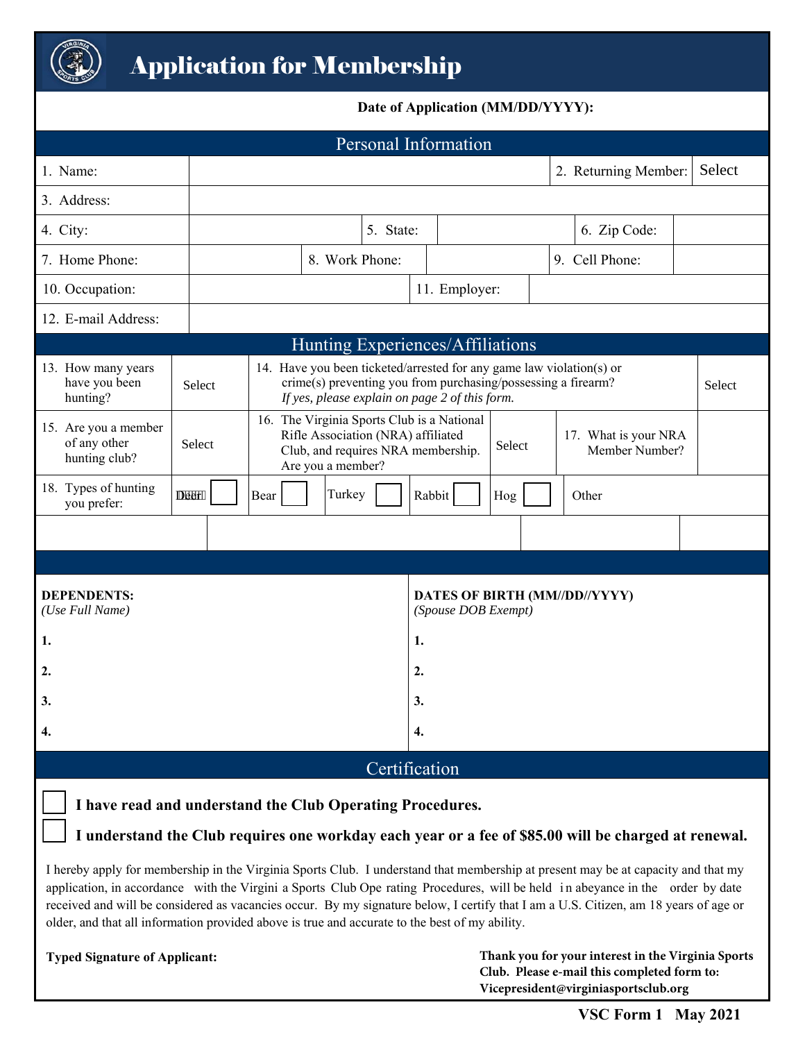# Application for Membership

**Date of Application (MM/DD/YYYY):**

## Personal Information

| | | | |
|---|---|---|---|
| 1. Name: | | 2. Returning Member: | Select |
| 3. Address: | | | |
| 4. City: | 5. State: | | 6. Zip Code: |
| 7. Home Phone: | 8. Work Phone: | 9. Cell Phone: | |
| 10. Occupation: | | 11. Employer: | |
| 12. E-mail Address: | | | |

## Hunting Experiences/Affiliations

| | | | |
|---|---|---|---|
| 13. How many years have you been hunting? | Select | 14. Have you been ticketed/arrested for any game law violation(s) or crime(s) preventing you from purchasing/possessing a firearm? *If yes, please explain on page 2 of this form.* | Select |
| 15. Are you a member of any other hunting club? | Select | 16. The Virginia Sports Club is a National Rifle Association (NRA) affiliated Club, and requires NRA membership. Are you a member? | Select |
| | | 17. What is your NRA Member Number? | |

18. Types of hunting you prefer: ☐ Deer ☐ Bear ☐ Turkey ☐ Rabbit ☐ Hog Other

| **DEPENDENTS:** *(Use Full Name)* | **DATES OF BIRTH (MM//DD//YYYY)** *(Spouse DOB Exempt)* |
|---|---|
| **1.** | **1.** |
| **2.** | **2.** |
| **3.** | **3.** |
| **4.** | **4.** |

## Certification

☐ **I have read and understand the Club Operating Procedures.**

☐ **I understand the Club requires one workday each year or a fee of $85.00 will be charged at renewal.**

I hereby apply for membership in the Virginia Sports Club. I understand that membership at present may be at capacity and that my application, in accordance with the Virginia Sports Club Operating Procedures, will be held in abeyance in the order by date received and will be considered as vacancies occur. By my signature below, I certify that I am a U.S. Citizen, am 18 years of age or older, and that all information provided above is true and accurate to the best of my ability.

**Typed Signature of Applicant:**

**Thank you for your interest in the Virginia Sports Club. Please e-mail this completed form to: Vicepresident@virginiasportsclub.org**

**VSC Form 1 May 2021**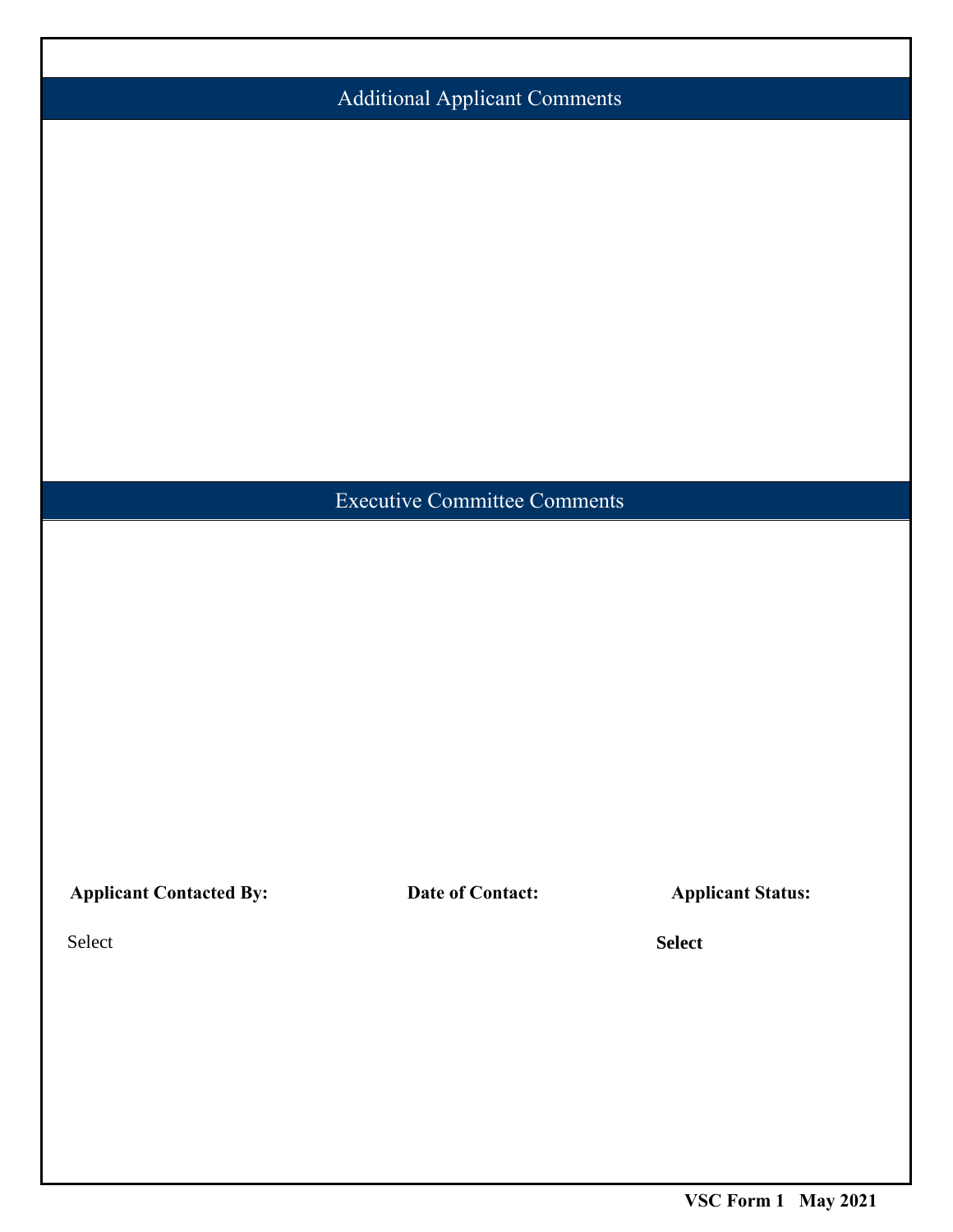## Additional Applicant Comments

## Executive Committee Comments

| **Applicant Contacted By:** | **Date of Contact:** | **Applicant Status:** |
|---|---|---|
| Select | | **Select** |

**VSC Form 1 May 2021**